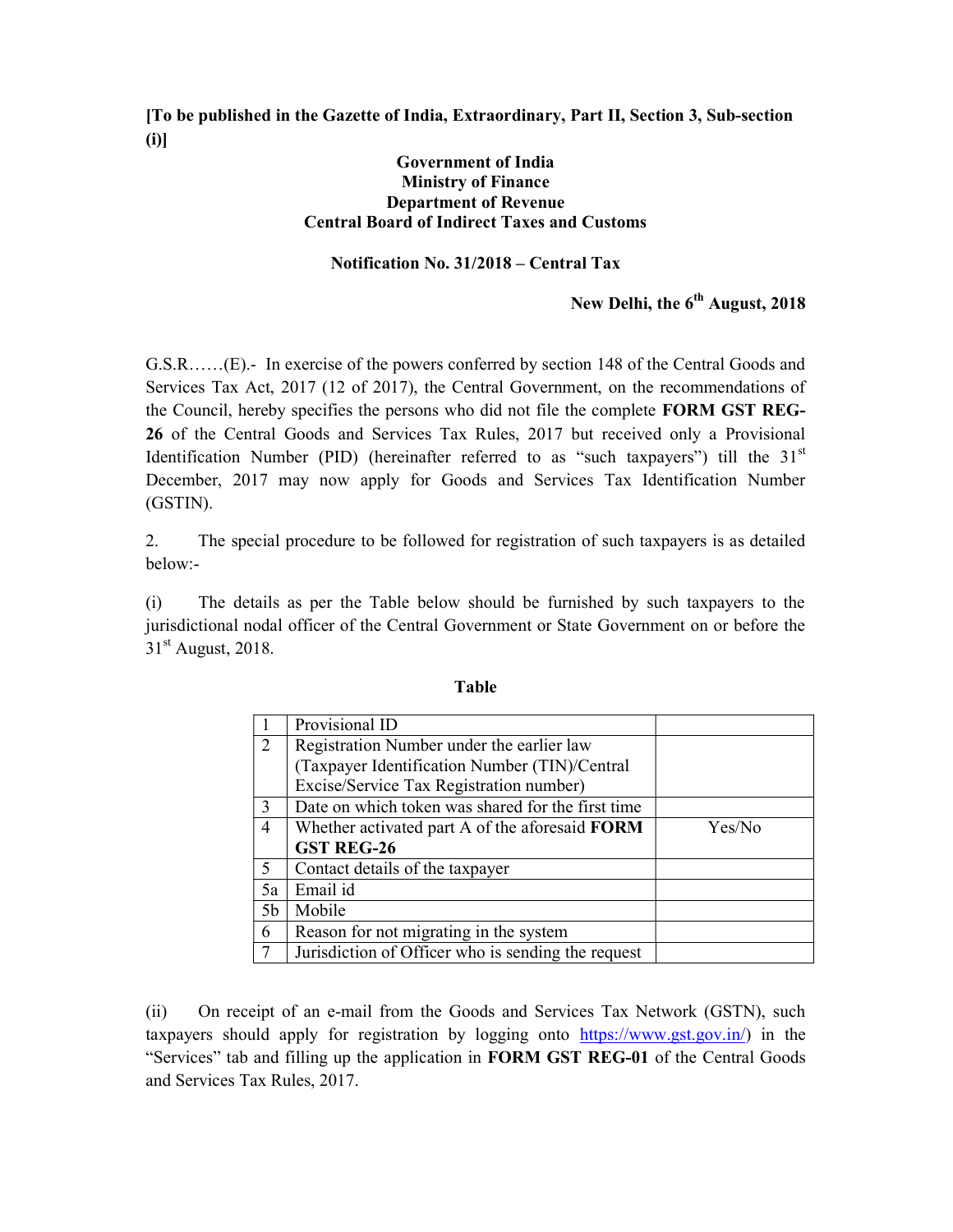**[To be published in the Gazette of India, Extraordinary, Part II, Section 3, Sub-section (i)]**

**Government of India**
**Ministry of Finance**
**Department of Revenue**
**Central Board of Indirect Taxes and Customs**

**Notification No. 31/2018 – Central Tax**

**New Delhi, the 6th August, 2018**

G.S.R……(E).- In exercise of the powers conferred by section 148 of the Central Goods and Services Tax Act, 2017 (12 of 2017), the Central Government, on the recommendations of the Council, hereby specifies the persons who did not file the complete **FORM GST REG-26** of the Central Goods and Services Tax Rules, 2017 but received only a Provisional Identification Number (PID) (hereinafter referred to as "such taxpayers") till the 31st December, 2017 may now apply for Goods and Services Tax Identification Number (GSTIN).

2. The special procedure to be followed for registration of such taxpayers is as detailed below:-

(i) The details as per the Table below should be furnished by such taxpayers to the jurisdictional nodal officer of the Central Government or State Government on or before the 31st August, 2018.

**Table**

| | | |
|---|---|---|
| 1 | Provisional ID | |
| 2 | Registration Number under the earlier law (Taxpayer Identification Number (TIN)/Central Excise/Service Tax Registration number) | |
| 3 | Date on which token was shared for the first time | |
| 4 | Whether activated part A of the aforesaid **FORM GST REG-26** | Yes/No |
| 5 | Contact details of the taxpayer | |
| 5a | Email id | |
| 5b | Mobile | |
| 6 | Reason for not migrating in the system | |
| 7 | Jurisdiction of Officer who is sending the request | |

(ii) On receipt of an e-mail from the Goods and Services Tax Network (GSTN), such taxpayers should apply for registration by logging onto https://www.gst.gov.in/) in the "Services" tab and filling up the application in **FORM GST REG-01** of the Central Goods and Services Tax Rules, 2017.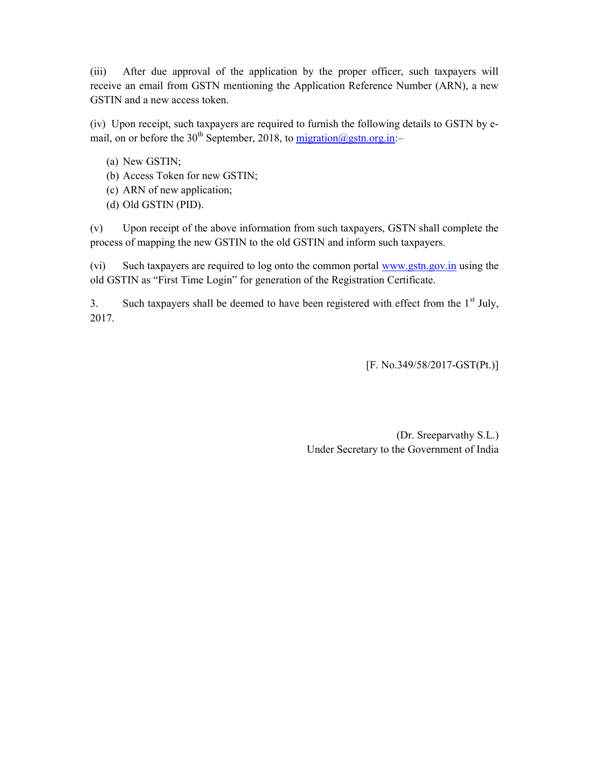(iii) After due approval of the application by the proper officer, such taxpayers will receive an email from GSTN mentioning the Application Reference Number (ARN), a new GSTIN and a new access token.

(iv) Upon receipt, such taxpayers are required to furnish the following details to GSTN by e-mail, on or before the 30th September, 2018, to migration@gstn.org.in:–

(a) New GSTIN;
(b) Access Token for new GSTIN;
(c) ARN of new application;
(d) Old GSTIN (PID).

(v) Upon receipt of the above information from such taxpayers, GSTN shall complete the process of mapping the new GSTIN to the old GSTIN and inform such taxpayers.

(vi) Such taxpayers are required to log onto the common portal www.gstn.gov.in using the old GSTIN as "First Time Login" for generation of the Registration Certificate.

3. Such taxpayers shall be deemed to have been registered with effect from the 1st July, 2017.

[F. No.349/58/2017-GST(Pt.)]

(Dr. Sreeparvathy S.L.)
Under Secretary to the Government of India